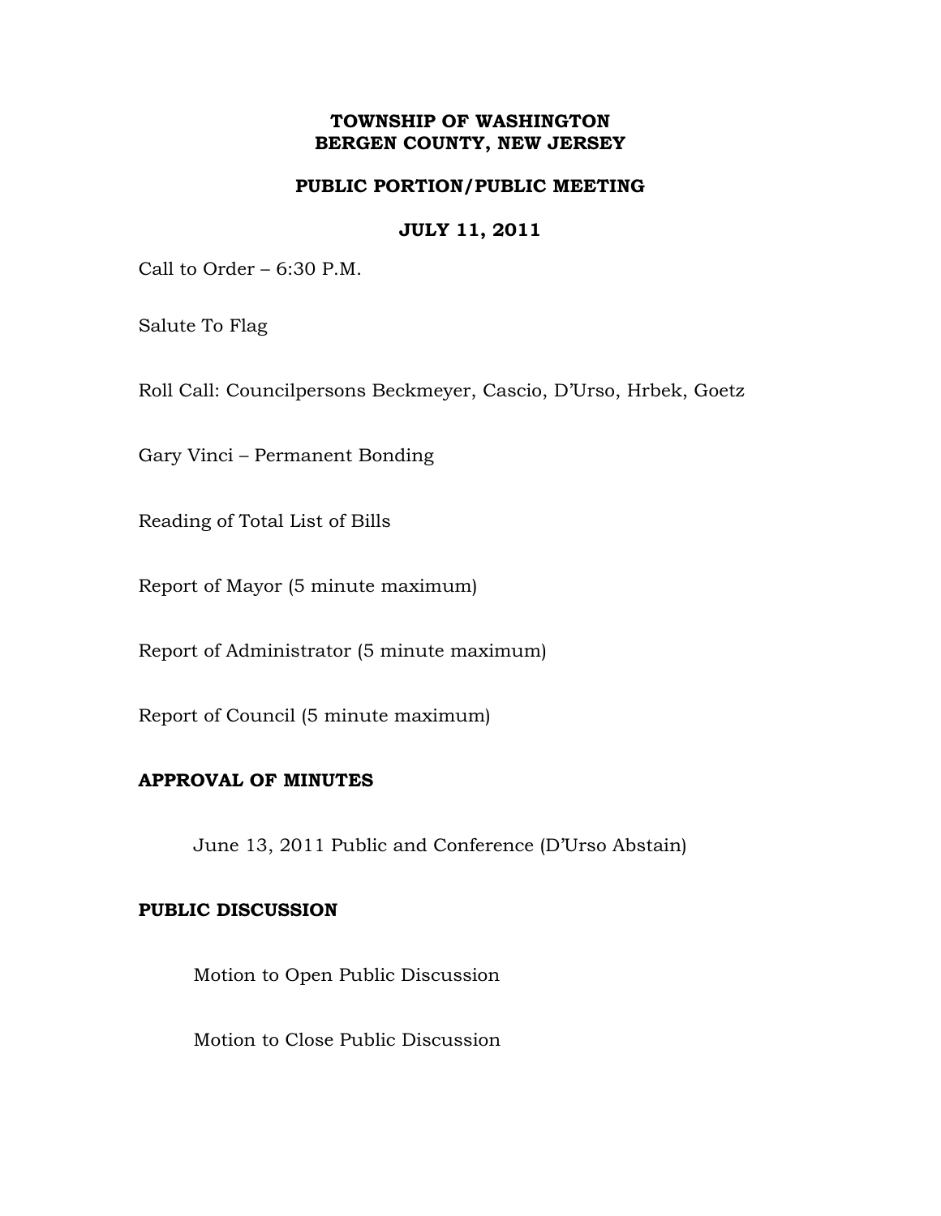# TOWNSHIP OF WASHINGTON
# BERGEN COUNTY, NEW JERSEY

## PUBLIC PORTION/PUBLIC MEETING

## JULY 11, 2011

Call to Order – 6:30 P.M.

Salute To Flag

Roll Call: Councilpersons Beckmeyer, Cascio, D'Urso, Hrbek, Goetz

Gary Vinci – Permanent Bonding

Reading of Total List of Bills

Report of Mayor (5 minute maximum)

Report of Administrator (5 minute maximum)

Report of Council (5 minute maximum)

**APPROVAL OF MINUTES**

June 13, 2011 Public and Conference (D'Urso Abstain)

**PUBLIC DISCUSSION**

Motion to Open Public Discussion

Motion to Close Public Discussion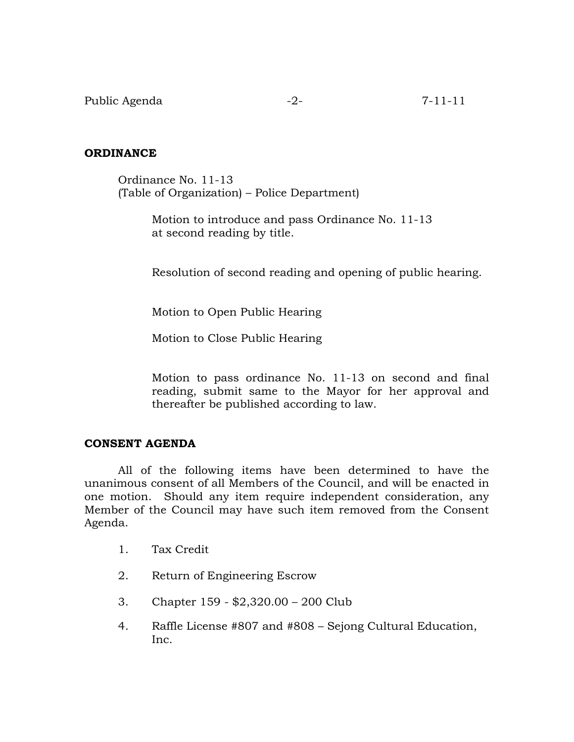**ORDINANCE**

Ordinance No. 11-13
(Table of Organization) – Police Department)

Motion to introduce and pass Ordinance No. 11-13 at second reading by title.

Resolution of second reading and opening of public hearing.

Motion to Open Public Hearing

Motion to Close Public Hearing

Motion to pass ordinance No. 11-13 on second and final reading, submit same to the Mayor for her approval and thereafter be published according to law.

**CONSENT AGENDA**

All of the following items have been determined to have the unanimous consent of all Members of the Council, and will be enacted in one motion. Should any item require independent consideration, any Member of the Council may have such item removed from the Consent Agenda.

1. Tax Credit
2. Return of Engineering Escrow
3. Chapter 159 - $2,320.00 – 200 Club
4. Raffle License #807 and #808 – Sejong Cultural Education, Inc.